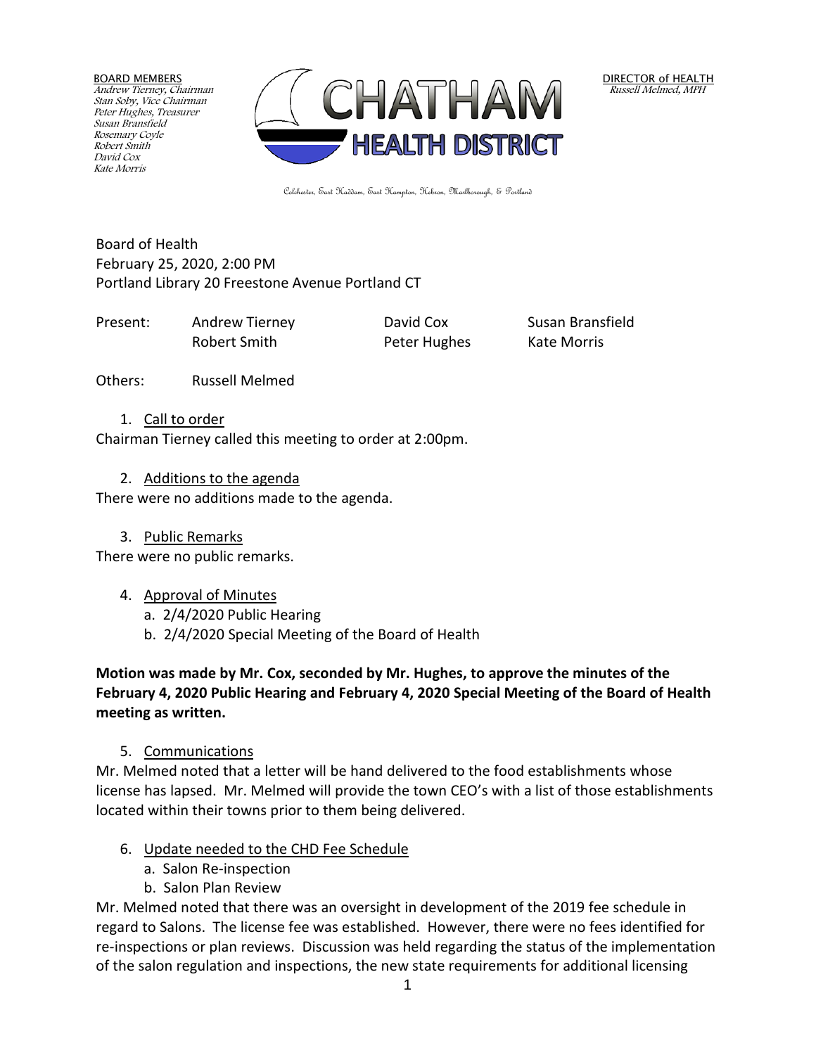BOARD MEMBERS
*Andrew Tierney, Chairman*
*Stan Soby, Vice Chairman*
*Peter Hughes, Treasurer*
*Susan Bransfield*
*Rosemary Coyle*
*Robert Smith*
*David Cox*
*Kate Morris*

# CHATHAM HEALTH DISTRICT

DIRECTOR of HEALTH
*Russell Melmed, MPH*

Colchester, East Haddam, East Hampton, Hebron, Marlborough, & Portland

Board of Health
February 25, 2020, 2:00 PM
Portland Library 20 Freestone Avenue Portland CT

| Present: | Andrew Tierney | David Cox | Susan Bransfield |
|---|---|---|---|
| | Robert Smith | Peter Hughes | Kate Morris |

Others: Russell Melmed

1. Call to order

Chairman Tierney called this meeting to order at 2:00pm.

2. Additions to the agenda

There were no additions made to the agenda.

3. Public Remarks

There were no public remarks.

4. Approval of Minutes
   a. 2/4/2020 Public Hearing
   b. 2/4/2020 Special Meeting of the Board of Health

**Motion was made by Mr. Cox, seconded by Mr. Hughes, to approve the minutes of the February 4, 2020 Public Hearing and February 4, 2020 Special Meeting of the Board of Health meeting as written.**

5. Communications

Mr. Melmed noted that a letter will be hand delivered to the food establishments whose license has lapsed. Mr. Melmed will provide the town CEO's with a list of those establishments located within their towns prior to them being delivered.

6. Update needed to the CHD Fee Schedule
   a. Salon Re-inspection
   b. Salon Plan Review

Mr. Melmed noted that there was an oversight in development of the 2019 fee schedule in regard to Salons. The license fee was established. However, there were no fees identified for re-inspections or plan reviews. Discussion was held regarding the status of the implementation of the salon regulation and inspections, the new state requirements for additional licensing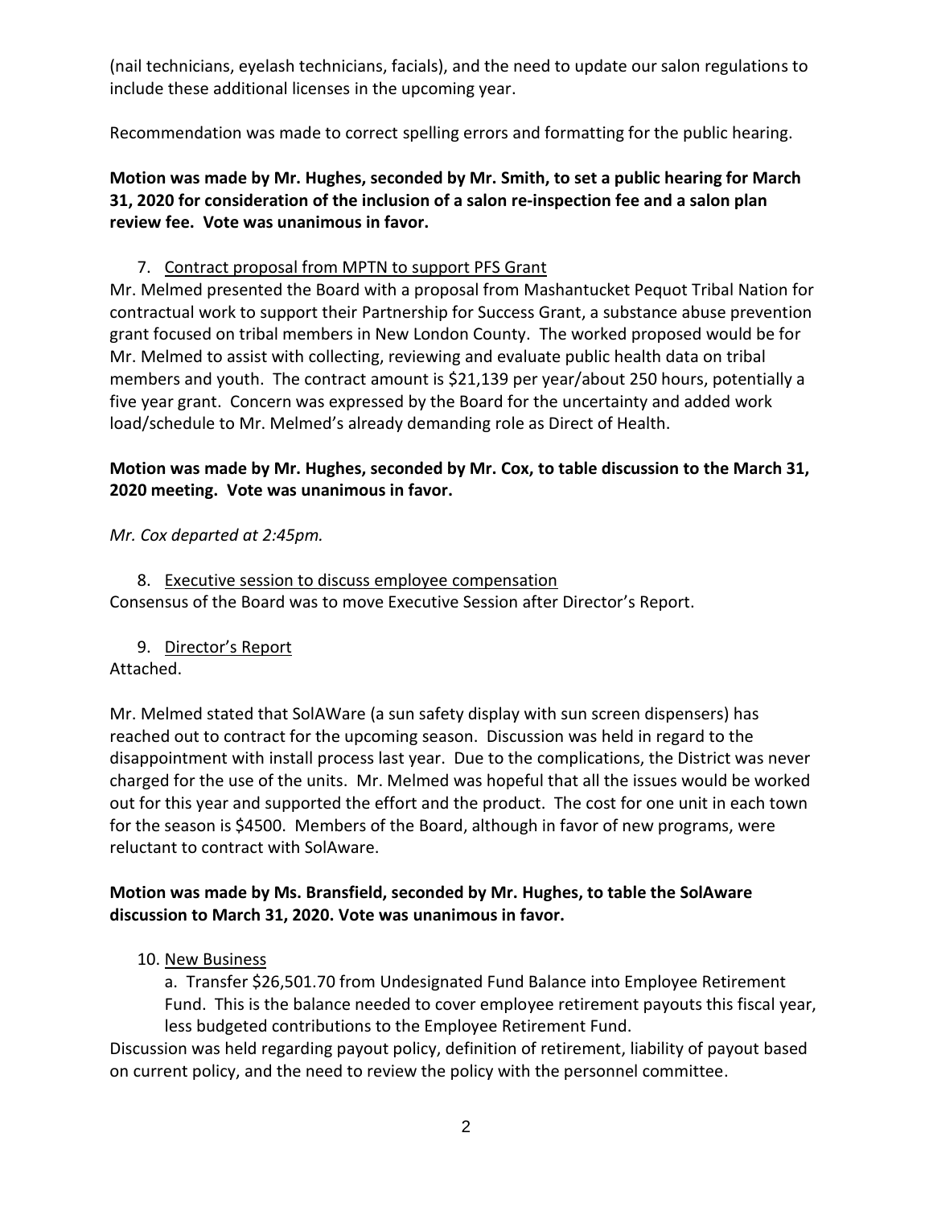(nail technicians, eyelash technicians, facials), and the need to update our salon regulations to include these additional licenses in the upcoming year.

Recommendation was made to correct spelling errors and formatting for the public hearing.

**Motion was made by Mr. Hughes, seconded by Mr. Smith, to set a public hearing for March 31, 2020 for consideration of the inclusion of a salon re-inspection fee and a salon plan review fee. Vote was unanimous in favor.**

7. Contract proposal from MPTN to support PFS Grant

Mr. Melmed presented the Board with a proposal from Mashantucket Pequot Tribal Nation for contractual work to support their Partnership for Success Grant, a substance abuse prevention grant focused on tribal members in New London County. The worked proposed would be for Mr. Melmed to assist with collecting, reviewing and evaluate public health data on tribal members and youth. The contract amount is $21,139 per year/about 250 hours, potentially a five year grant. Concern was expressed by the Board for the uncertainty and added work load/schedule to Mr. Melmed's already demanding role as Direct of Health.

**Motion was made by Mr. Hughes, seconded by Mr. Cox, to table discussion to the March 31, 2020 meeting. Vote was unanimous in favor.**

*Mr. Cox departed at 2:45pm.*

8. Executive session to discuss employee compensation

Consensus of the Board was to move Executive Session after Director's Report.

9. Director's Report

Attached.

Mr. Melmed stated that SolAWare (a sun safety display with sun screen dispensers) has reached out to contract for the upcoming season. Discussion was held in regard to the disappointment with install process last year. Due to the complications, the District was never charged for the use of the units. Mr. Melmed was hopeful that all the issues would be worked out for this year and supported the effort and the product. The cost for one unit in each town for the season is $4500. Members of the Board, although in favor of new programs, were reluctant to contract with SolAware.

**Motion was made by Ms. Bransfield, seconded by Mr. Hughes, to table the SolAware discussion to March 31, 2020. Vote was unanimous in favor.**

10. New Business

a. Transfer $26,501.70 from Undesignated Fund Balance into Employee Retirement Fund. This is the balance needed to cover employee retirement payouts this fiscal year, less budgeted contributions to the Employee Retirement Fund.

Discussion was held regarding payout policy, definition of retirement, liability of payout based on current policy, and the need to review the policy with the personnel committee.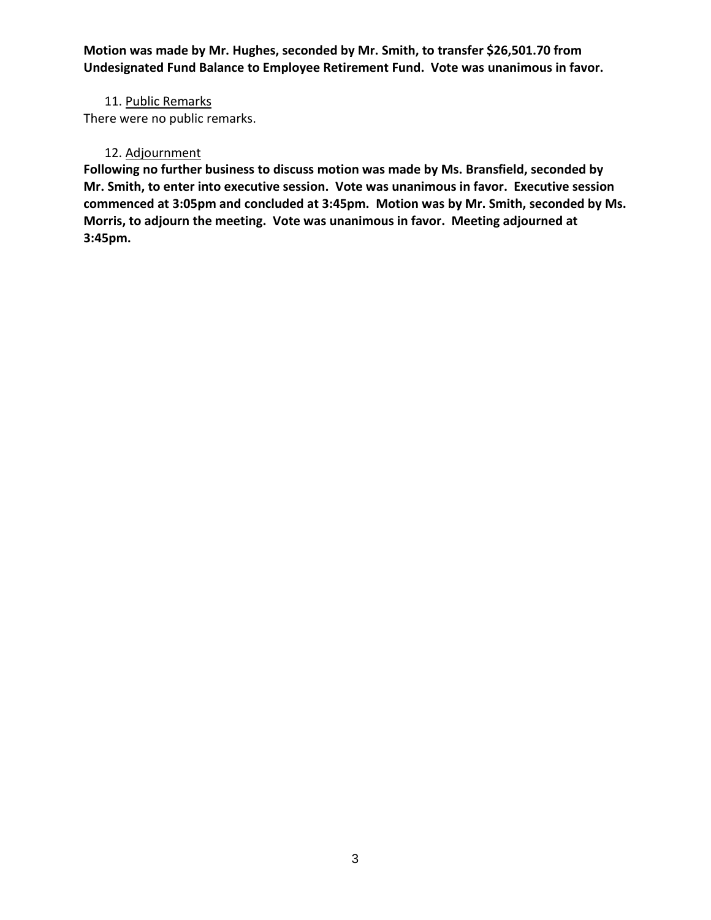**Motion was made by Mr. Hughes, seconded by Mr. Smith, to transfer $26,501.70 from Undesignated Fund Balance to Employee Retirement Fund. Vote was unanimous in favor.**

11. <u>Public Remarks</u>

There were no public remarks.

12. <u>Adjournment</u>

**Following no further business to discuss motion was made by Ms. Bransfield, seconded by Mr. Smith, to enter into executive session. Vote was unanimous in favor. Executive session commenced at 3:05pm and concluded at 3:45pm. Motion was by Mr. Smith, seconded by Ms. Morris, to adjourn the meeting. Vote was unanimous in favor. Meeting adjourned at 3:45pm.**